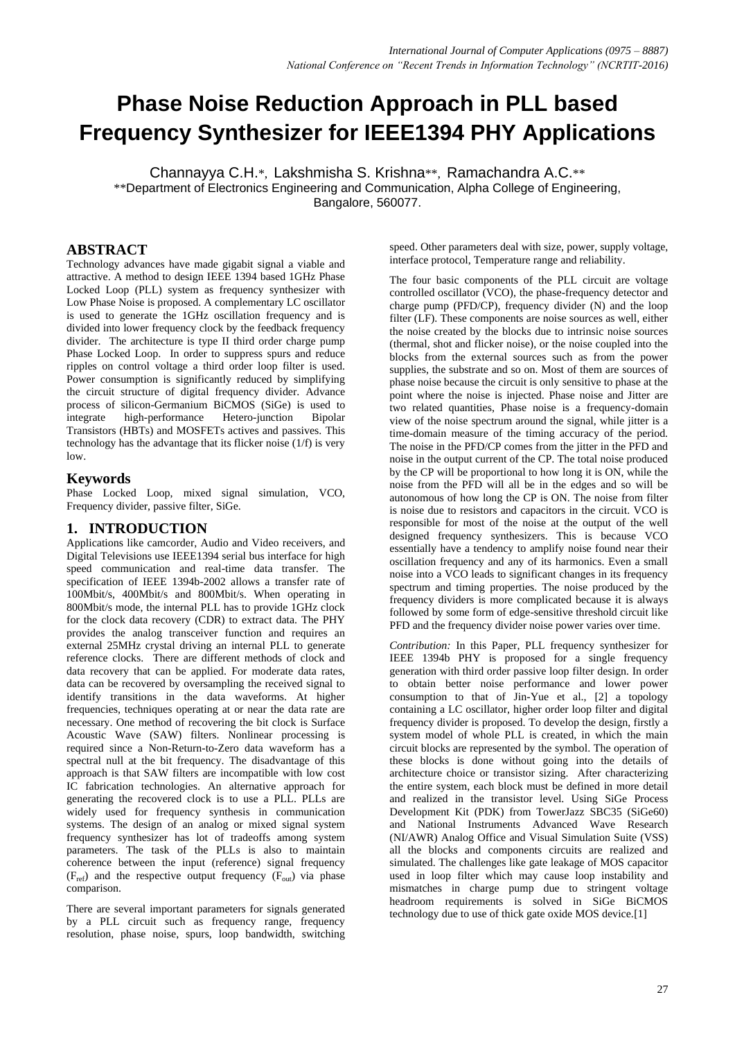# Phase Noise Reduction Approach in PLL based Frequency Synthesizer for IEEE1394 PHY Applications

Channayya C.H.*, Lakshmisha S. Krishna**, Ramachandra A.C.**

**Department of Electronics Engineering and Communication, Alpha College of Engineering, Bangalore, 560077.

## ABSTRACT

Technology advances have made gigabit signal a viable and attractive. A method to design IEEE 1394 based 1GHz Phase Locked Loop (PLL) system as frequency synthesizer with Low Phase Noise is proposed. A complementary LC oscillator is used to generate the 1GHz oscillation frequency and is divided into lower frequency clock by the feedback frequency divider. The architecture is type II third order charge pump Phase Locked Loop. In order to suppress spurs and reduce ripples on control voltage a third order loop filter is used. Power consumption is significantly reduced by simplifying the circuit structure of digital frequency divider. Advance process of silicon-Germanium BiCMOS (SiGe) is used to integrate high-performance Hetero-junction Bipolar Transistors (HBTs) and MOSFETs actives and passives. This technology has the advantage that its flicker noise (1/f) is very low.

## Keywords

Phase Locked Loop, mixed signal simulation, VCO, Frequency divider, passive filter, SiGe.

## 1. INTRODUCTION

Applications like camcorder, Audio and Video receivers, and Digital Televisions use IEEE1394 serial bus interface for high speed communication and real-time data transfer. The specification of IEEE 1394b-2002 allows a transfer rate of 100Mbit/s, 400Mbit/s and 800Mbit/s. When operating in 800Mbit/s mode, the internal PLL has to provide 1GHz clock for the clock data recovery (CDR) to extract data. The PHY provides the analog transceiver function and requires an external 25MHz crystal driving an internal PLL to generate reference clocks. There are different methods of clock and data recovery that can be applied. For moderate data rates, data can be recovered by oversampling the received signal to identify transitions in the data waveforms. At higher frequencies, techniques operating at or near the data rate are necessary. One method of recovering the bit clock is Surface Acoustic Wave (SAW) filters. Nonlinear processing is required since a Non-Return-to-Zero data waveform has a spectral null at the bit frequency. The disadvantage of this approach is that SAW filters are incompatible with low cost IC fabrication technologies. An alternative approach for generating the recovered clock is to use a PLL. PLLs are widely used for frequency synthesis in communication systems. The design of an analog or mixed signal system frequency synthesizer has lot of tradeoffs among system parameters. The task of the PLLs is also to maintain coherence between the input (reference) signal frequency ($F_{ref}$) and the respective output frequency ($F_{out}$) via phase comparison.

There are several important parameters for signals generated by a PLL circuit such as frequency range, frequency resolution, phase noise, spurs, loop bandwidth, switching speed. Other parameters deal with size, power, supply voltage, interface protocol, Temperature range and reliability.

The four basic components of the PLL circuit are voltage controlled oscillator (VCO), the phase-frequency detector and charge pump (PFD/CP), frequency divider (N) and the loop filter (LF). These components are noise sources as well, either the noise created by the blocks due to intrinsic noise sources (thermal, shot and flicker noise), or the noise coupled into the blocks from the external sources such as from the power supplies, the substrate and so on. Most of them are sources of phase noise because the circuit is only sensitive to phase at the point where the noise is injected. Phase noise and Jitter are two related quantities, Phase noise is a frequency-domain view of the noise spectrum around the signal, while jitter is a time-domain measure of the timing accuracy of the period. The noise in the PFD/CP comes from the jitter in the PFD and noise in the output current of the CP. The total noise produced by the CP will be proportional to how long it is ON, while the noise from the PFD will all be in the edges and so will be autonomous of how long the CP is ON. The noise from filter is noise due to resistors and capacitors in the circuit. VCO is responsible for most of the noise at the output of the well designed frequency synthesizers. This is because VCO essentially have a tendency to amplify noise found near their oscillation frequency and any of its harmonics. Even a small noise into a VCO leads to significant changes in its frequency spectrum and timing properties. The noise produced by the frequency dividers is more complicated because it is always followed by some form of edge-sensitive threshold circuit like PFD and the frequency divider noise power varies over time.

*Contribution:* In this Paper, PLL frequency synthesizer for IEEE 1394b PHY is proposed for a single frequency generation with third order passive loop filter design. In order to obtain better noise performance and lower power consumption to that of Jin-Yue et al., [2] a topology containing a LC oscillator, higher order loop filter and digital frequency divider is proposed. To develop the design, firstly a system model of whole PLL is created, in which the main circuit blocks are represented by the symbol. The operation of these blocks is done without going into the details of architecture choice or transistor sizing. After characterizing the entire system, each block must be defined in more detail and realized in the transistor level. Using SiGe Process Development Kit (PDK) from TowerJazz SBC35 (SiGe60) and National Instruments Advanced Wave Research (NI/AWR) Analog Office and Visual Simulation Suite (VSS) all the blocks and components circuits are realized and simulated. The challenges like gate leakage of MOS capacitor used in loop filter which may cause loop instability and mismatches in charge pump due to stringent voltage headroom requirements is solved in SiGe BiCMOS technology due to use of thick gate oxide MOS device.[1]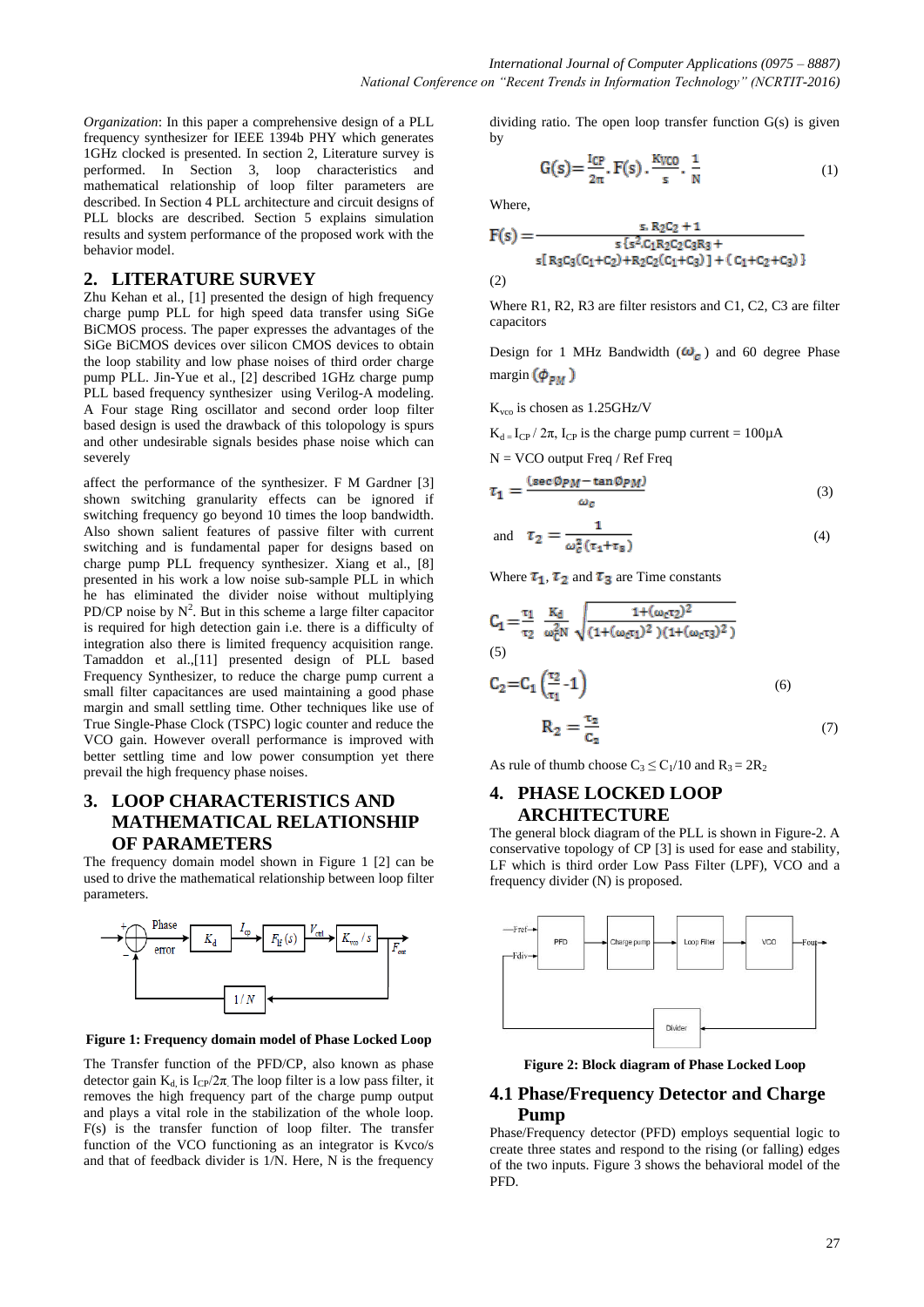*Organization*: In this paper a comprehensive design of a PLL frequency synthesizer for IEEE 1394b PHY which generates 1GHz clocked is presented. In section 2, Literature survey is performed. In Section 3, loop characteristics and mathematical relationship of loop filter parameters are described. In Section 4 PLL architecture and circuit designs of PLL blocks are described. Section 5 explains simulation results and system performance of the proposed work with the behavior model.

## 2. LITERATURE SURVEY

Zhu Kehan et al., [1] presented the design of high frequency charge pump PLL for high speed data transfer using SiGe BiCMOS process. The paper expresses the advantages of the SiGe BiCMOS devices over silicon CMOS devices to obtain the loop stability and low phase noises of third order charge pump PLL. Jin-Yue et al., [2] described 1GHz charge pump PLL based frequency synthesizer using Verilog-A modeling. A Four stage Ring oscillator and second order loop filter based design is used the drawback of this tolopology is spurs and other undesirable signals besides phase noise which can severely affect the performance of the synthesizer. F M Gardner [3] shown switching granularity effects can be ignored if switching frequency go beyond 10 times the loop bandwidth. Also shown salient features of passive filter with current switching and is fundamental paper for designs based on charge pump PLL frequency synthesizer. Xiang et al., [8] presented in his work a low noise sub-sample PLL in which he has eliminated the divider noise without multiplying PD/CP noise by $N^2$. But in this scheme a large filter capacitor is required for high detection gain i.e. there is a difficulty of integration also there is limited frequency acquisition range. Tamaddon et al.,[11] presented design of PLL based Frequency Synthesizer, to reduce the charge pump current a small filter capacitances are used maintaining a good phase margin and small settling time. Other techniques like use of True Single-Phase Clock (TSPC) logic counter and reduce the VCO gain. However overall performance is improved with better settling time and low power consumption yet there prevail the high frequency phase noises.

## 3. LOOP CHARACTERISTICS AND MATHEMATICAL RELATIONSHIP OF PARAMETERS

The frequency domain model shown in Figure 1 [2] can be used to drive the mathematical relationship between loop filter parameters.

**Figure 1: Frequency domain model of Phase Locked Loop**

The Transfer function of the PFD/CP, also known as phase detector gain $K_d$ is $I_{CP}/2\pi$. The loop filter is a low pass filter, it removes the high frequency part of the charge pump output and plays a vital role in the stabilization of the whole loop. F(s) is the transfer function of loop filter. The transfer function of the VCO functioning as an integrator is Kvco/s and that of feedback divider is 1/N. Here, N is the frequency dividing ratio. The open loop transfer function G(s) is given by

$$G(s)=\frac{I_{CP}}{2\pi}.F(s).\frac{K_{VCO}}{s}.\frac{1}{N} \tag{1}$$

Where,

$$F(s)=\frac{s.R_2C_2+1}{s\{s^2.C_1R_2C_2C_3R_3+s[R_3C_3(C_1+C_2)+R_2C_2(C_1+C_3)]+(C_1+C_2+C_3)\}} \tag{2}$$

Where R1, R2, R3 are filter resistors and C1, C2, C3 are filter capacitors

Design for 1 MHz Bandwidth ($\omega_c$) and 60 degree Phase margin ($\phi_{PM}$)

$K_{vco}$ is chosen as 1.25GHz/V

$K_d = I_{CP}/2\pi$, $I_{CP}$ is the charge pump current = 100μA

N = VCO output Freq / Ref Freq

$$\tau_1=\frac{(\sec\phi_{PM}-\tan\phi_{PM})}{\omega_c} \tag{3}$$

and

$$\tau_2=\frac{1}{\omega_c^2(\tau_1+\tau_3)} \tag{4}$$

Where $\tau_1$, $\tau_2$ and $\tau_3$ are Time constants

$$C_1=\frac{\tau_1}{\tau_2}\frac{K_d}{\omega_c^2N}\sqrt{\frac{1+(\omega_c\tau_2)^2}{(1+(\omega_c\tau_1)^2)(1+(\omega_c\tau_3)^2)}} \tag{5}$$

$$C_2=C_1\left(\frac{\tau_2}{\tau_1}-1\right) \tag{6}$$

$$R_2=\frac{\tau_2}{C_2} \tag{7}$$

As rule of thumb choose $C_3 \leq C_1/10$ and $R_3 = 2R_2$

## 4. PHASE LOCKED LOOP ARCHITECTURE

The general block diagram of the PLL is shown in Figure-2. A conservative topology of CP [3] is used for ease and stability, LF which is third order Low Pass Filter (LPF), VCO and a frequency divider (N) is proposed.

**Figure 2: Block diagram of Phase Locked Loop**

### 4.1 Phase/Frequency Detector and Charge Pump

Phase/Frequency detector (PFD) employs sequential logic to create three states and respond to the rising (or falling) edges of the two inputs. Figure 3 shows the behavioral model of the PFD.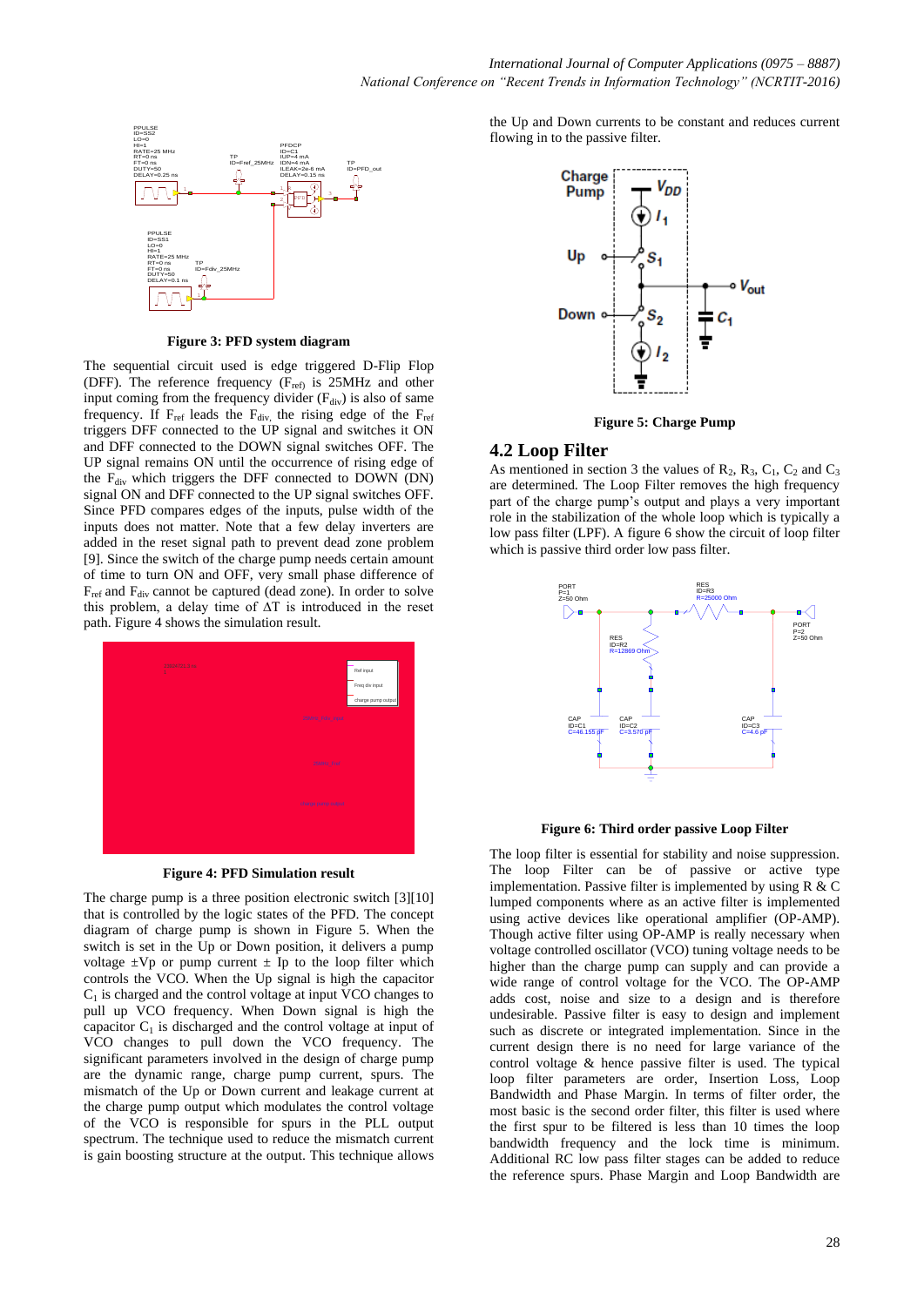Figure 3: PFD system diagram

The sequential circuit used is edge triggered D-Flip Flop (DFF). The reference frequency ($F_{ref}$) is 25MHz and other input coming from the frequency divider ($F_{div}$) is also of same frequency. If $F_{ref}$ leads the $F_{div}$, the rising edge of the $F_{ref}$ triggers DFF connected to the UP signal and switches it ON and DFF connected to the DOWN signal switches OFF. The UP signal remains ON until the occurrence of rising edge of the $F_{div}$ which triggers the DFF connected to DOWN (DN) signal ON and DFF connected to the UP signal switches OFF. Since PFD compares edges of the inputs, pulse width of the inputs does not matter. Note that a few delay inverters are added in the reset signal path to prevent dead zone problem [9]. Since the switch of the charge pump needs certain amount of time to turn ON and OFF, very small phase difference of $F_{ref}$ and $F_{div}$ cannot be captured (dead zone). In order to solve this problem, a delay time of $\Delta T$ is introduced in the reset path. Figure 4 shows the simulation result.

Figure 4: PFD Simulation result

The charge pump is a three position electronic switch [3][10] that is controlled by the logic states of the PFD. The concept diagram of charge pump is shown in Figure 5. When the switch is set in the Up or Down position, it delivers a pump voltage $\pm$Vp or pump current $\pm$ Ip to the loop filter which controls the VCO. When the Up signal is high the capacitor $C_1$ is charged and the control voltage at input VCO changes to pull up VCO frequency. When Down signal is high the capacitor $C_1$ is discharged and the control voltage at input of VCO changes to pull down the VCO frequency. The significant parameters involved in the design of charge pump are the dynamic range, charge pump current, spurs. The mismatch of the Up or Down current and leakage current at the charge pump output which modulates the control voltage of the VCO is responsible for spurs in the PLL output spectrum. The technique used to reduce the mismatch current is gain boosting structure at the output. This technique allows the Up and Down currents to be constant and reduces current flowing in to the passive filter.

Figure 5: Charge Pump

## 4.2 Loop Filter

As mentioned in section 3 the values of $R_2$, $R_3$, $C_1$, $C_2$ and $C_3$ are determined. The Loop Filter removes the high frequency part of the charge pump's output and plays a very important role in the stabilization of the whole loop which is typically a low pass filter (LPF). A figure 6 show the circuit of loop filter which is passive third order low pass filter.

Figure 6: Third order passive Loop Filter

The loop filter is essential for stability and noise suppression. The loop Filter can be of passive or active type implementation. Passive filter is implemented by using R & C lumped components where as an active filter is implemented using active devices like operational amplifier (OP-AMP). Though active filter using OP-AMP is really necessary when voltage controlled oscillator (VCO) tuning voltage needs to be higher than the charge pump can supply and can provide a wide range of control voltage for the VCO. The OP-AMP adds cost, noise and size to a design and is therefore undesirable. Passive filter is easy to design and implement such as discrete or integrated implementation. Since in the current design there is no need for large variance of the control voltage & hence passive filter is used. The typical loop filter parameters are order, Insertion Loss, Loop Bandwidth and Phase Margin. In terms of filter order, the most basic is the second order filter, this filter is used where the first spur to be filtered is less than 10 times the loop bandwidth frequency and the lock time is minimum. Additional RC low pass filter stages can be added to reduce the reference spurs. Phase Margin and Loop Bandwidth are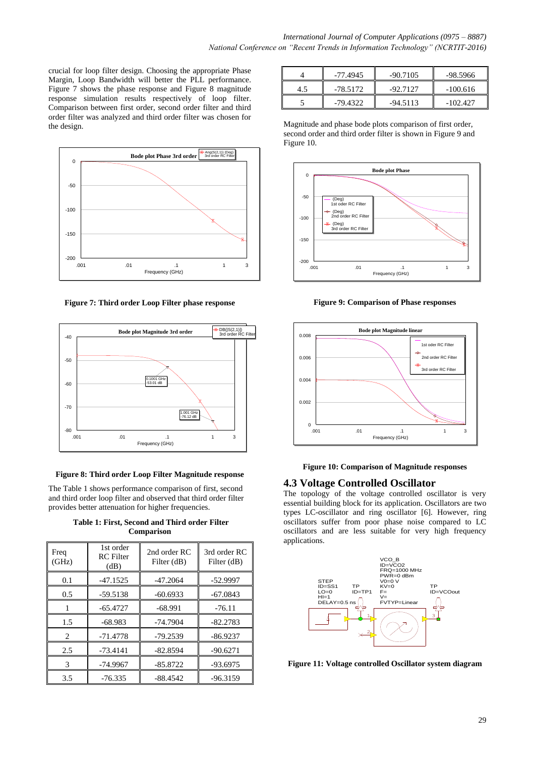crucial for loop filter design. Choosing the appropriate Phase Margin, Loop Bandwidth will better the PLL performance. Figure 7 shows the phase response and Figure 8 magnitude response simulation results respectively of loop filter. Comparison between first order, second order filter and third order filter was analyzed and third order filter was chosen for the design.

**Figure 7: Third order Loop Filter phase response**

**Figure 8: Third order Loop Filter Magnitude response**

The Table 1 shows performance comparison of first, second and third order loop filter and observed that third order filter provides better attenuation for higher frequencies.

**Table 1: First, Second and Third order Filter Comparison**

| Freq (GHz) | 1st order RC Filter (dB) | 2nd order RC Filter (dB) | 3rd order RC Filter (dB) |
|---|---|---|---|
| 0.1 | -47.1525 | -47.2064 | -52.9997 |
| 0.5 | -59.5138 | -60.6933 | -67.0843 |
| 1 | -65.4727 | -68.991 | -76.11 |
| 1.5 | -68.983 | -74.7904 | -82.2783 |
| 2 | -71.4778 | -79.2539 | -86.9237 |
| 2.5 | -73.4141 | -82.8594 | -90.6271 |
| 3 | -74.9967 | -85.8722 | -93.6975 |
| 3.5 | -76.335 | -88.4542 | -96.3159 |
| 4 | -77.4945 | -90.7105 | -98.5966 |
| 4.5 | -78.5172 | -92.7127 | -100.616 |
| 5 | -79.4322 | -94.5113 | -102.427 |

Magnitude and phase bode plots comparison of first order, second order and third order filter is shown in Figure 9 and Figure 10.

**Figure 9: Comparison of Phase responses**

**Figure 10: Comparison of Magnitude responses**

### 4.3 Voltage Controlled Oscillator

The topology of the voltage controlled oscillator is very essential building block for its application. Oscillators are two types LC-oscillator and ring oscillator [6]. However, ring oscillators suffer from poor phase noise compared to LC oscillators and are less suitable for very high frequency applications.

**Figure 11: Voltage controlled Oscillator system diagram**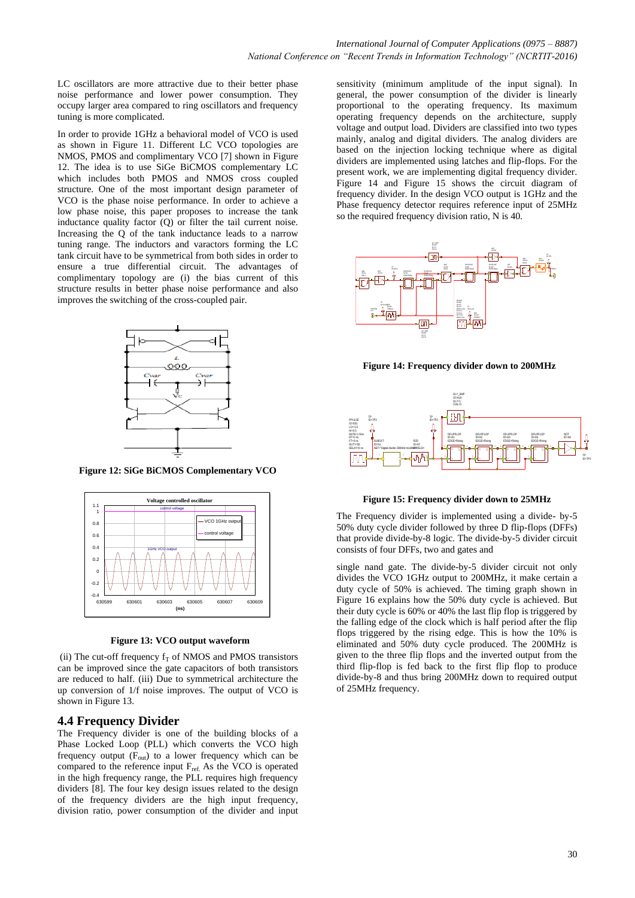LC oscillators are more attractive due to their better phase noise performance and lower power consumption. They occupy larger area compared to ring oscillators and frequency tuning is more complicated.

In order to provide 1GHz a behavioral model of VCO is used as shown in Figure 11. Different LC VCO topologies are NMOS, PMOS and complimentary VCO [7] shown in Figure 12. The idea is to use SiGe BiCMOS complementary LC which includes both PMOS and NMOS cross coupled structure. One of the most important design parameter of VCO is the phase noise performance. In order to achieve a low phase noise, this paper proposes to increase the tank inductance quality factor (Q) or filter the tail current noise. Increasing the Q of the tank inductance leads to a narrow tuning range. The inductors and varactors forming the LC tank circuit have to be symmetrical from both sides in order to ensure a true differential circuit. The advantages of complimentary topology are (i) the bias current of this structure results in better phase noise performance and also improves the switching of the cross-coupled pair.

**Figure 12: SiGe BiCMOS Complementary VCO**

**Figure 13: VCO output waveform**

(ii) The cut-off frequency $f_T$ of NMOS and PMOS transistors can be improved since the gate capacitors of both transistors are reduced to half. (iii) Due to symmetrical architecture the up conversion of 1/f noise improves. The output of VCO is shown in Figure 13.

## 4.4 Frequency Divider

The Frequency divider is one of the building blocks of a Phase Locked Loop (PLL) which converts the VCO high frequency output ($F_{out}$) to a lower frequency which can be compared to the reference input $F_{ref}$. As the VCO is operated in the high frequency range, the PLL requires high frequency dividers [8]. The four key design issues related to the design of the frequency dividers are the high input frequency, division ratio, power consumption of the divider and input sensitivity (minimum amplitude of the input signal). In general, the power consumption of the divider is linearly proportional to the operating frequency. Its maximum operating frequency depends on the architecture, supply voltage and output load. Dividers are classified into two types mainly, analog and digital dividers. The analog dividers are based on the injection locking technique where as digital dividers are implemented using latches and flip-flops. For the present work, we are implementing digital frequency divider. Figure 14 and Figure 15 shows the circuit diagram of frequency divider. In the design VCO output is 1GHz and the Phase frequency detector requires reference input of 25MHz so the required frequency division ratio, N is 40.

**Figure 14: Frequency divider down to 200MHz**

**Figure 15: Frequency divider down to 25MHz**

The Frequency divider is implemented using a divide- by-5 50% duty cycle divider followed by three D flip-flops (DFFs) that provide divide-by-8 logic. The divide-by-5 divider circuit consists of four DFFs, two and gates and

single nand gate. The divide-by-5 divider circuit not only divides the VCO 1GHz output to 200MHz, it make certain a duty cycle of 50% is achieved. The timing graph shown in Figure 16 explains how the 50% duty cycle is achieved. But their duty cycle is 60% or 40% the last flip flop is triggered by the falling edge of the clock which is half period after the flip flops triggered by the rising edge. This is how the 10% is eliminated and 50% duty cycle produced. The 200MHz is given to the three flip flops and the inverted output from the third flip-flop is fed back to the first flip flop to produce divide-by-8 and thus bring 200MHz down to required output of 25MHz frequency.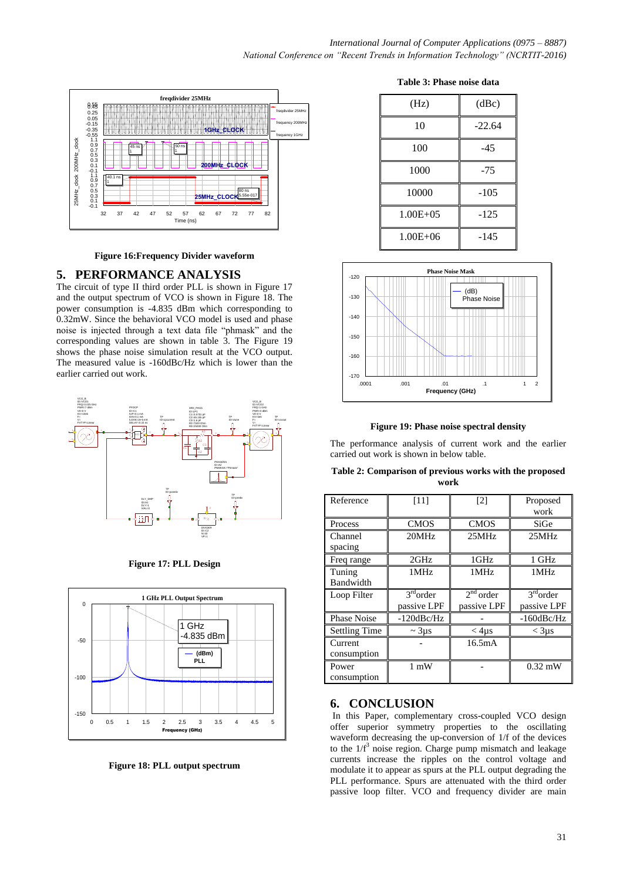Figure 16:Frequency Divider waveform

## 5. PERFORMANCE ANALYSIS

The circuit of type II third order PLL is shown in Figure 17 and the output spectrum of VCO is shown in Figure 18. The power consumption is -4.835 dBm which corresponding to 0.32mW. Since the behavioral VCO model is used and phase noise is injected through a text data file "phmask" and the corresponding values are shown in table 3. The Figure 19 shows the phase noise simulation result at the VCO output. The measured value is -160dBc/Hz which is lower than the earlier carried out work.

Figure 17: PLL Design

Figure 18: PLL output spectrum

**Table 3: Phase noise data**

| (Hz) | (dBc) |
|---|---|
| 10 | -22.64 |
| 100 | -45 |
| 1000 | -75 |
| 10000 | -105 |
| 1.00E+05 | -125 |
| 1.00E+06 | -145 |

Figure 19: Phase noise spectral density

The performance analysis of current work and the earlier carried out work is shown in below table.

**Table 2: Comparison of previous works with the proposed work**

| Reference | [11] | [2] | Proposed work |
|---|---|---|---|
| Process | CMOS | CMOS | SiGe |
| Channel spacing | 20MHz | 25MHz | 25MHz |
| Freq range | 2GHz | 1GHz | 1 GHz |
| Tuning Bandwidth | 1MHz | 1MHz | 1MHz |
| Loop Filter | 3rd order passive LPF | 2nd order passive LPF | 3rd order passive LPF |
| Phase Noise | -120dBc/Hz | - | -160dBc/Hz |
| Settling Time | ~ 3µs | < 4µs | < 3µs |
| Current consumption | - | 16.5mA | |
| Power consumption | 1 mW | - | 0.32 mW |

## 6. CONCLUSION

In this Paper, complementary cross-coupled VCO design offer superior symmetry properties to the oscillating waveform decreasing the up-conversion of 1/f of the devices to the $1/f^3$ noise region. Charge pump mismatch and leakage currents increase the ripples on the control voltage and modulate it to appear as spurs at the PLL output degrading the PLL performance. Spurs are attenuated with the third order passive loop filter. VCO and frequency divider are main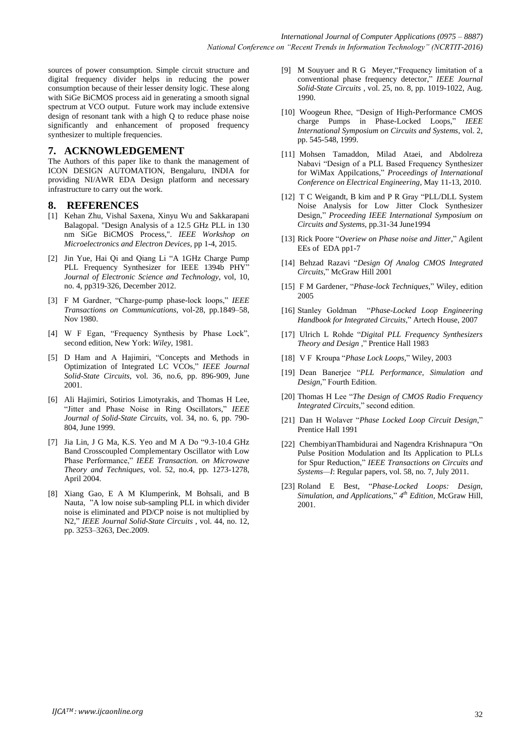sources of power consumption. Simple circuit structure and digital frequency divider helps in reducing the power consumption because of their lesser density logic. These along with SiGe BiCMOS process aid in generating a smooth signal spectrum at VCO output. Future work may include extensive design of resonant tank with a high Q to reduce phase noise significantly and enhancement of proposed frequency synthesizer to multiple frequencies.

## 7. ACKNOWLEDGEMENT

The Authors of this paper like to thank the management of ICON DESIGN AUTOMATION, Bengaluru, INDIA for providing NI/AWR EDA Design platform and necessary infrastructure to carry out the work.

## 8. REFERENCES

[1] Kehan Zhu, Vishal Saxena, Xinyu Wu and Sakkarapani Balagopal. "Design Analysis of a 12.5 GHz PLL in 130 nm SiGe BiCMOS Process,". *IEEE Workshop on Microelectronics and Electron Devices*, pp 1-4, 2015.

[2] Jin Yue, Hai Qi and Qiang Li "A 1GHz Charge Pump PLL Frequency Synthesizer for IEEE 1394b PHY" *Journal of Electronic Science and Technology*, vol, 10, no. 4, pp319-326, December 2012.

[3] F M Gardner, "Charge-pump phase-lock loops," *IEEE Transactions on Communications*, vol-28, pp.1849–58, Nov 1980.

[4] W F Egan, "Frequency Synthesis by Phase Lock", second edition, New York: *Wiley*, 1981.

[5] D Ham and A Hajimiri, "Concepts and Methods in Optimization of Integrated LC VCOs," *IEEE Journal Solid-State Circuits*, vol. 36, no.6, pp. 896-909, June 2001.

[6] Ali Hajimiri, Sotirios Limotyrakis, and Thomas H Lee, "Jitter and Phase Noise in Ring Oscillators," *IEEE Journal of Solid-State Circuits*, vol. 34, no. 6, pp. 790-804, June 1999.

[7] Jia Lin, J G Ma, K.S. Yeo and M A Do "9.3-10.4 GHz Band Crosscoupled Complementary Oscillator with Low Phase Performance," *IEEE Transaction. on Microwave Theory and Techniques*, vol. 52, no.4, pp. 1273-1278, April 2004.

[8] Xiang Gao, E A M Klumperink, M Bohsali, and B Nauta, "A low noise sub-sampling PLL in which divider noise is eliminated and PD/CP noise is not multiplied by N2," *IEEE Journal Solid-State Circuits* , vol. 44, no. 12, pp. 3253–3263, Dec.2009.

[9] M Souyuer and R G Meyer,"Frequency limitation of a conventional phase frequency detector," *IEEE Journal Solid-State Circuits* , vol. 25, no. 8, pp. 1019-1022, Aug. 1990.

[10] Woogeun Rhee, "Design of High-Performance CMOS charge Pumps in Phase-Locked Loops," *IEEE International Symposium on Circuits and Systems*, vol. 2, pp. 545-548, 1999.

[11] Mohsen Tamaddon, Milad Ataei, and Abdolreza Nabavi "Design of a PLL Based Frequency Synthesizer for WiMax Appilcations," *Proceedings of International Conference on Electrical Engineering*, May 11-13, 2010.

[12] T C Weigandt, B kim and P R Gray "PLL/DLL System Noise Analysis for Low Jitter Clock Synthesizer Design," *Proceeding IEEE International Symposium on Circuits and Systems,* pp.31-34 June1994

[13] Rick Poore "*Overiew on Phase noise and Jitter*," Agilent EEs of EDA pp1-7

[14] Behzad Razavi "*Design Of Analog CMOS Integrated Circuits*," McGraw Hill 2001

[15] F M Gardener, "*Phase-lock Techniques*," Wiley, edition 2005

[16] Stanley Goldman "*Phase-Locked Loop Engineering Handbook for Integrated Circuits*," Artech House, 2007

[17] Ulrich L Rohde "*Digital PLL Frequency Synthesizers Theory and Design* ," Prentice Hall 1983

[18] V F Kroupa "*Phase Lock Loops*," Wiley, 2003

[19] Dean Banerjee "*PLL Performance, Simulation and Design*," Fourth Edition.

[20] Thomas H Lee "*The Design of CMOS Radio Frequency Integrated Circuits*," second edition.

[21] Dan H Wolaver "*Phase Locked Loop Circuit Design*," Prentice Hall 1991

[22] ChembiyanThambidurai and Nagendra Krishnapura "On Pulse Position Modulation and Its Application to PLLs for Spur Reduction," *IEEE Transactions on Circuits and Systems—I*: Regular papers, vol. 58, no. 7, July 2011.

[23] Roland E Best, "*Phase-Locked Loops: Design, Simulation, and Applications*," *4th Edition*, McGraw Hill, 2001.